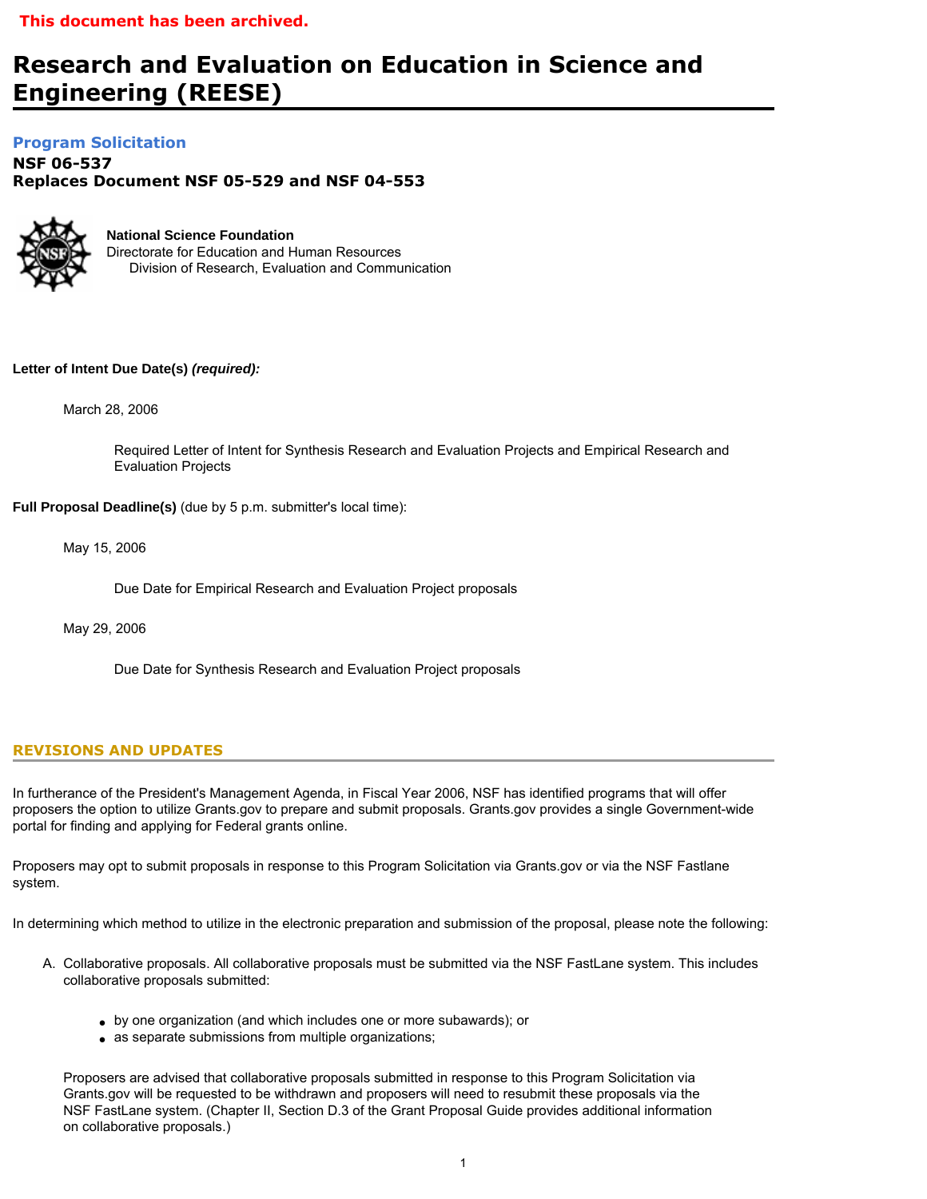**This document has been archived.**

# Research and Evaluation on Education in Science and Engineering (REESE)

## Program Solicitation

**NSF 06-537**
**Replaces Document NSF 05-529 and NSF 04-553**

**National Science Foundation**
Directorate for Education and Human Resources
Division of Research, Evaluation and Communication

**Letter of Intent Due Date(s)** ***(required):***

March 28, 2006

Required Letter of Intent for Synthesis Research and Evaluation Projects and Empirical Research and Evaluation Projects

**Full Proposal Deadline(s)** (due by 5 p.m. submitter's local time):

May 15, 2006

Due Date for Empirical Research and Evaluation Project proposals

May 29, 2006

Due Date for Synthesis Research and Evaluation Project proposals

## REVISIONS AND UPDATES

In furtherance of the President's Management Agenda, in Fiscal Year 2006, NSF has identified programs that will offer proposers the option to utilize Grants.gov to prepare and submit proposals. Grants.gov provides a single Government-wide portal for finding and applying for Federal grants online.

Proposers may opt to submit proposals in response to this Program Solicitation via Grants.gov or via the NSF Fastlane system.

In determining which method to utilize in the electronic preparation and submission of the proposal, please note the following:

A. Collaborative proposals. All collaborative proposals must be submitted via the NSF FastLane system. This includes collaborative proposals submitted:

- by one organization (and which includes one or more subawards); or
- as separate submissions from multiple organizations;

Proposers are advised that collaborative proposals submitted in response to this Program Solicitation via Grants.gov will be requested to be withdrawn and proposers will need to resubmit these proposals via the NSF FastLane system. (Chapter II, Section D.3 of the Grant Proposal Guide provides additional information on collaborative proposals.)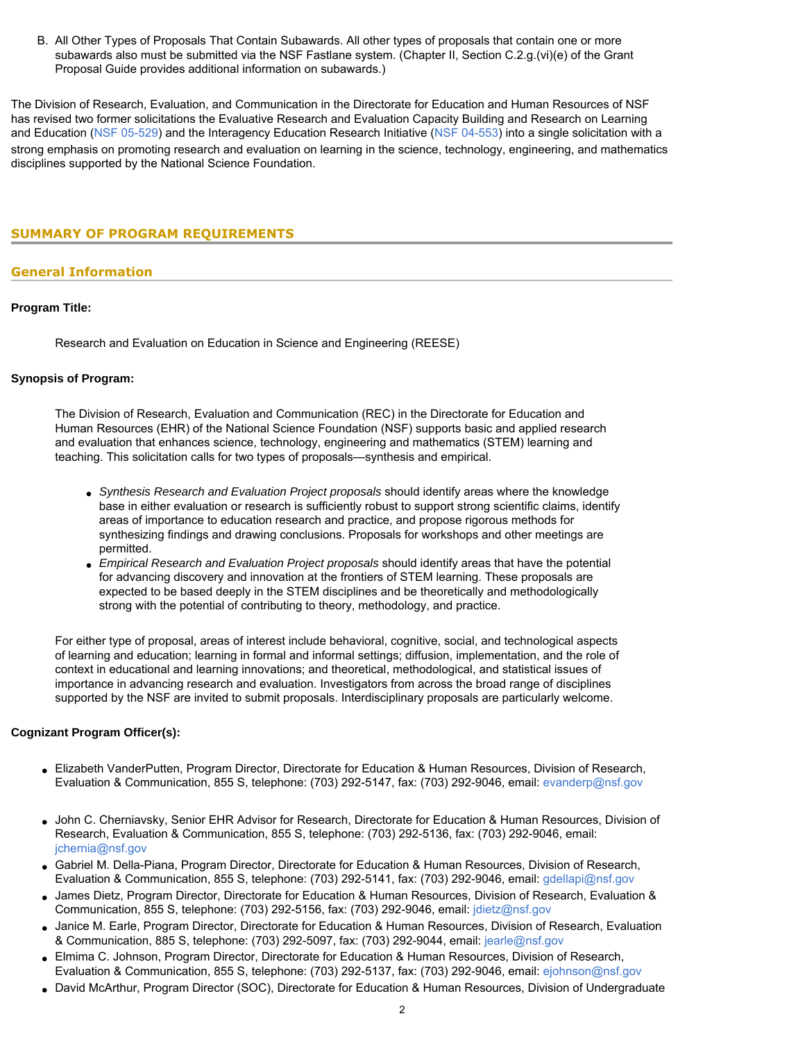B. All Other Types of Proposals That Contain Subawards. All other types of proposals that contain one or more subawards also must be submitted via the NSF Fastlane system. (Chapter II, Section C.2.g.(vi)(e) of the Grant Proposal Guide provides additional information on subawards.)

The Division of Research, Evaluation, and Communication in the Directorate for Education and Human Resources of NSF has revised two former solicitations the Evaluative Research and Evaluation Capacity Building and Research on Learning and Education (NSF 05-529) and the Interagency Education Research Initiative (NSF 04-553) into a single solicitation with a strong emphasis on promoting research and evaluation on learning in the science, technology, engineering, and mathematics disciplines supported by the National Science Foundation.

## SUMMARY OF PROGRAM REQUIREMENTS

### General Information

**Program Title:**

Research and Evaluation on Education in Science and Engineering (REESE)

**Synopsis of Program:**

The Division of Research, Evaluation and Communication (REC) in the Directorate for Education and Human Resources (EHR) of the National Science Foundation (NSF) supports basic and applied research and evaluation that enhances science, technology, engineering and mathematics (STEM) learning and teaching. This solicitation calls for two types of proposals—synthesis and empirical.

- *Synthesis Research and Evaluation Project proposals* should identify areas where the knowledge base in either evaluation or research is sufficiently robust to support strong scientific claims, identify areas of importance to education research and practice, and propose rigorous methods for synthesizing findings and drawing conclusions. Proposals for workshops and other meetings are permitted.
- *Empirical Research and Evaluation Project proposals* should identify areas that have the potential for advancing discovery and innovation at the frontiers of STEM learning. These proposals are expected to be based deeply in the STEM disciplines and be theoretically and methodologically strong with the potential of contributing to theory, methodology, and practice.

For either type of proposal, areas of interest include behavioral, cognitive, social, and technological aspects of learning and education; learning in formal and informal settings; diffusion, implementation, and the role of context in educational and learning innovations; and theoretical, methodological, and statistical issues of importance in advancing research and evaluation. Investigators from across the broad range of disciplines supported by the NSF are invited to submit proposals. Interdisciplinary proposals are particularly welcome.

**Cognizant Program Officer(s):**

- Elizabeth VanderPutten, Program Director, Directorate for Education & Human Resources, Division of Research, Evaluation & Communication, 855 S, telephone: (703) 292-5147, fax: (703) 292-9046, email: evanderp@nsf.gov
- John C. Cherniavsky, Senior EHR Advisor for Research, Directorate for Education & Human Resources, Division of Research, Evaluation & Communication, 855 S, telephone: (703) 292-5136, fax: (703) 292-9046, email: jchernia@nsf.gov
- Gabriel M. Della-Piana, Program Director, Directorate for Education & Human Resources, Division of Research, Evaluation & Communication, 855 S, telephone: (703) 292-5141, fax: (703) 292-9046, email: gdellapi@nsf.gov
- James Dietz, Program Director, Directorate for Education & Human Resources, Division of Research, Evaluation & Communication, 855 S, telephone: (703) 292-5156, fax: (703) 292-9046, email: jdietz@nsf.gov
- Janice M. Earle, Program Director, Directorate for Education & Human Resources, Division of Research, Evaluation & Communication, 885 S, telephone: (703) 292-5097, fax: (703) 292-9044, email: jearle@nsf.gov
- Elmima C. Johnson, Program Director, Directorate for Education & Human Resources, Division of Research, Evaluation & Communication, 855 S, telephone: (703) 292-5137, fax: (703) 292-9046, email: ejohnson@nsf.gov
- David McArthur, Program Director (SOC), Directorate for Education & Human Resources, Division of Undergraduate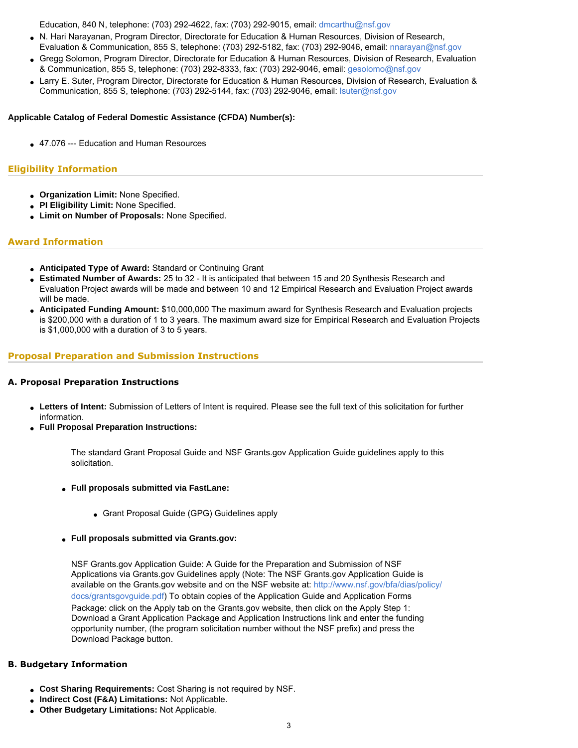Education, 840 N, telephone: (703) 292-4622, fax: (703) 292-9015, email: dmcarthu@nsf.gov

- N. Hari Narayanan, Program Director, Directorate for Education & Human Resources, Division of Research, Evaluation & Communication, 855 S, telephone: (703) 292-5182, fax: (703) 292-9046, email: nnarayan@nsf.gov
- Gregg Solomon, Program Director, Directorate for Education & Human Resources, Division of Research, Evaluation & Communication, 855 S, telephone: (703) 292-8333, fax: (703) 292-9046, email: gesolomo@nsf.gov
- Larry E. Suter, Program Director, Directorate for Education & Human Resources, Division of Research, Evaluation & Communication, 855 S, telephone: (703) 292-5144, fax: (703) 292-9046, email: lsuter@nsf.gov

**Applicable Catalog of Federal Domestic Assistance (CFDA) Number(s):**

- 47.076 --- Education and Human Resources

## Eligibility Information

- **Organization Limit:** None Specified.
- **PI Eligibility Limit:** None Specified.
- **Limit on Number of Proposals:** None Specified.

## Award Information

- **Anticipated Type of Award:** Standard or Continuing Grant
- **Estimated Number of Awards:** 25 to 32 - It is anticipated that between 15 and 20 Synthesis Research and Evaluation Project awards will be made and between 10 and 12 Empirical Research and Evaluation Project awards will be made.
- **Anticipated Funding Amount:** $10,000,000 The maximum award for Synthesis Research and Evaluation projects is $200,000 with a duration of 1 to 3 years. The maximum award size for Empirical Research and Evaluation Projects is $1,000,000 with a duration of 3 to 5 years.

## Proposal Preparation and Submission Instructions

### A. Proposal Preparation Instructions

- **Letters of Intent:** Submission of Letters of Intent is required. Please see the full text of this solicitation for further information.
- **Full Proposal Preparation Instructions:**

  The standard Grant Proposal Guide and NSF Grants.gov Application Guide guidelines apply to this solicitation.

  - **Full proposals submitted via FastLane:**
    - Grant Proposal Guide (GPG) Guidelines apply
  - **Full proposals submitted via Grants.gov:**

  NSF Grants.gov Application Guide: A Guide for the Preparation and Submission of NSF Applications via Grants.gov Guidelines apply (Note: The NSF Grants.gov Application Guide is available on the Grants.gov website and on the NSF website at: http://www.nsf.gov/bfa/dias/policy/docs/grantsgovguide.pdf) To obtain copies of the Application Guide and Application Forms Package: click on the Apply tab on the Grants.gov website, then click on the Apply Step 1: Download a Grant Application Package and Application Instructions link and enter the funding opportunity number, (the program solicitation number without the NSF prefix) and press the Download Package button.

### B. Budgetary Information

- **Cost Sharing Requirements:** Cost Sharing is not required by NSF.
- **Indirect Cost (F&A) Limitations:** Not Applicable.
- **Other Budgetary Limitations:** Not Applicable.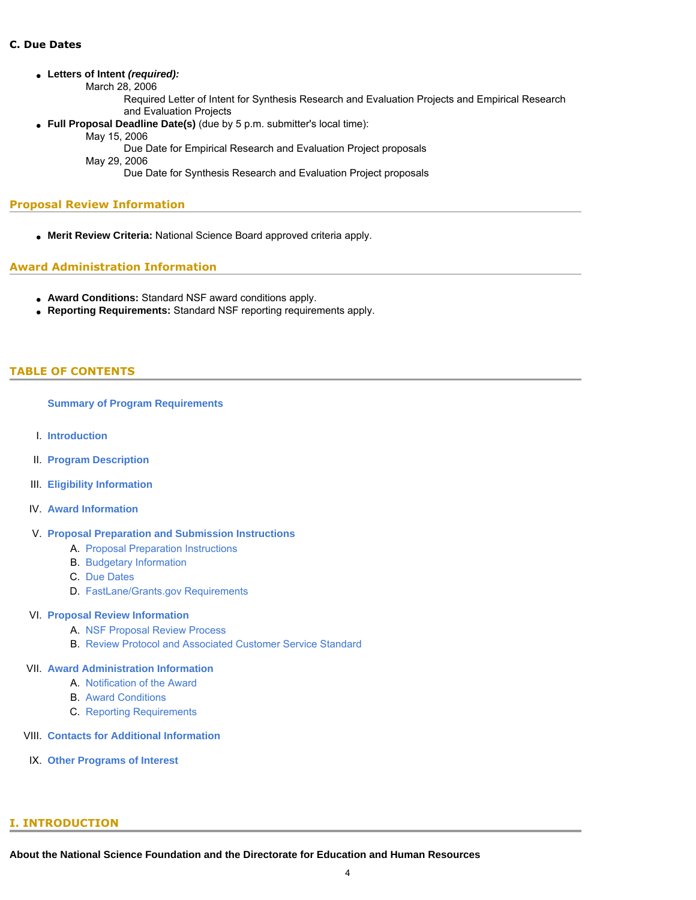**C. Due Dates**

- **Letters of Intent *(required):***
  - March 28, 2006
    - Required Letter of Intent for Synthesis Research and Evaluation Projects and Empirical Research and Evaluation Projects
- **Full Proposal Deadline Date(s)** (due by 5 p.m. submitter's local time):
  - May 15, 2006
    - Due Date for Empirical Research and Evaluation Project proposals
  - May 29, 2006
    - Due Date for Synthesis Research and Evaluation Project proposals

## Proposal Review Information

- **Merit Review Criteria:** National Science Board approved criteria apply.

## Award Administration Information

- **Award Conditions:** Standard NSF award conditions apply.
- **Reporting Requirements:** Standard NSF reporting requirements apply.

## TABLE OF CONTENTS

**Summary of Program Requirements**

I. **Introduction**

II. **Program Description**

III. **Eligibility Information**

IV. **Award Information**

V. **Proposal Preparation and Submission Instructions**
   - A. Proposal Preparation Instructions
   - B. Budgetary Information
   - C. Due Dates
   - D. FastLane/Grants.gov Requirements

VI. **Proposal Review Information**
   - A. NSF Proposal Review Process
   - B. Review Protocol and Associated Customer Service Standard

VII. **Award Administration Information**
   - A. Notification of the Award
   - B. Award Conditions
   - C. Reporting Requirements

VIII. **Contacts for Additional Information**

IX. **Other Programs of Interest**

## I. INTRODUCTION

**About the National Science Foundation and the Directorate for Education and Human Resources**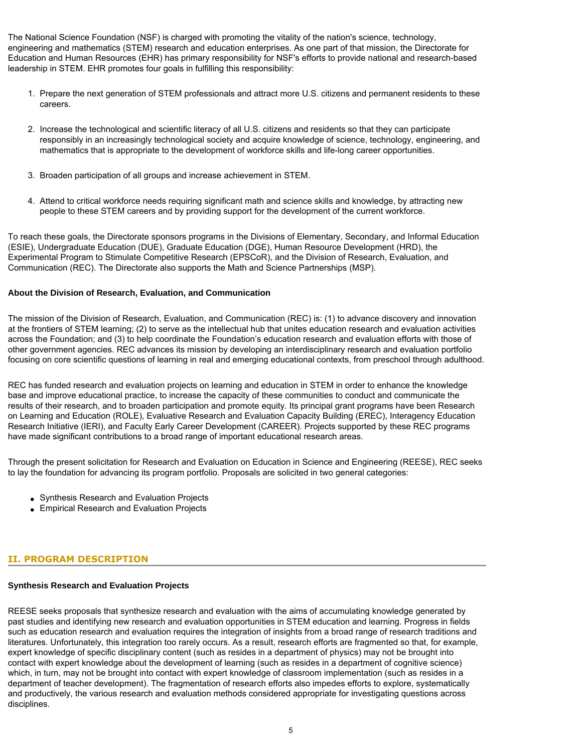The National Science Foundation (NSF) is charged with promoting the vitality of the nation's science, technology, engineering and mathematics (STEM) research and education enterprises. As one part of that mission, the Directorate for Education and Human Resources (EHR) has primary responsibility for NSF's efforts to provide national and research-based leadership in STEM. EHR promotes four goals in fulfilling this responsibility:

1. Prepare the next generation of STEM professionals and attract more U.S. citizens and permanent residents to these careers.

2. Increase the technological and scientific literacy of all U.S. citizens and residents so that they can participate responsibly in an increasingly technological society and acquire knowledge of science, technology, engineering, and mathematics that is appropriate to the development of workforce skills and life-long career opportunities.

3. Broaden participation of all groups and increase achievement in STEM.

4. Attend to critical workforce needs requiring significant math and science skills and knowledge, by attracting new people to these STEM careers and by providing support for the development of the current workforce.

To reach these goals, the Directorate sponsors programs in the Divisions of Elementary, Secondary, and Informal Education (ESIE), Undergraduate Education (DUE), Graduate Education (DGE), Human Resource Development (HRD), the Experimental Program to Stimulate Competitive Research (EPSCoR), and the Division of Research, Evaluation, and Communication (REC). The Directorate also supports the Math and Science Partnerships (MSP).

**About the Division of Research, Evaluation, and Communication**

The mission of the Division of Research, Evaluation, and Communication (REC) is: (1) to advance discovery and innovation at the frontiers of STEM learning; (2) to serve as the intellectual hub that unites education research and evaluation activities across the Foundation; and (3) to help coordinate the Foundation's education research and evaluation efforts with those of other government agencies. REC advances its mission by developing an interdisciplinary research and evaluation portfolio focusing on core scientific questions of learning in real and emerging educational contexts, from preschool through adulthood.

REC has funded research and evaluation projects on learning and education in STEM in order to enhance the knowledge base and improve educational practice, to increase the capacity of these communities to conduct and communicate the results of their research, and to broaden participation and promote equity. Its principal grant programs have been Research on Learning and Education (ROLE), Evaluative Research and Evaluation Capacity Building (EREC), Interagency Education Research Initiative (IERI), and Faculty Early Career Development (CAREER). Projects supported by these REC programs have made significant contributions to a broad range of important educational research areas.

Through the present solicitation for Research and Evaluation on Education in Science and Engineering (REESE), REC seeks to lay the foundation for advancing its program portfolio. Proposals are solicited in two general categories:

- Synthesis Research and Evaluation Projects
- Empirical Research and Evaluation Projects

## II. PROGRAM DESCRIPTION

**Synthesis Research and Evaluation Projects**

REESE seeks proposals that synthesize research and evaluation with the aims of accumulating knowledge generated by past studies and identifying new research and evaluation opportunities in STEM education and learning. Progress in fields such as education research and evaluation requires the integration of insights from a broad range of research traditions and literatures. Unfortunately, this integration too rarely occurs. As a result, research efforts are fragmented so that, for example, expert knowledge of specific disciplinary content (such as resides in a department of physics) may not be brought into contact with expert knowledge about the development of learning (such as resides in a department of cognitive science) which, in turn, may not be brought into contact with expert knowledge of classroom implementation (such as resides in a department of teacher development). The fragmentation of research efforts also impedes efforts to explore, systematically and productively, the various research and evaluation methods considered appropriate for investigating questions across disciplines.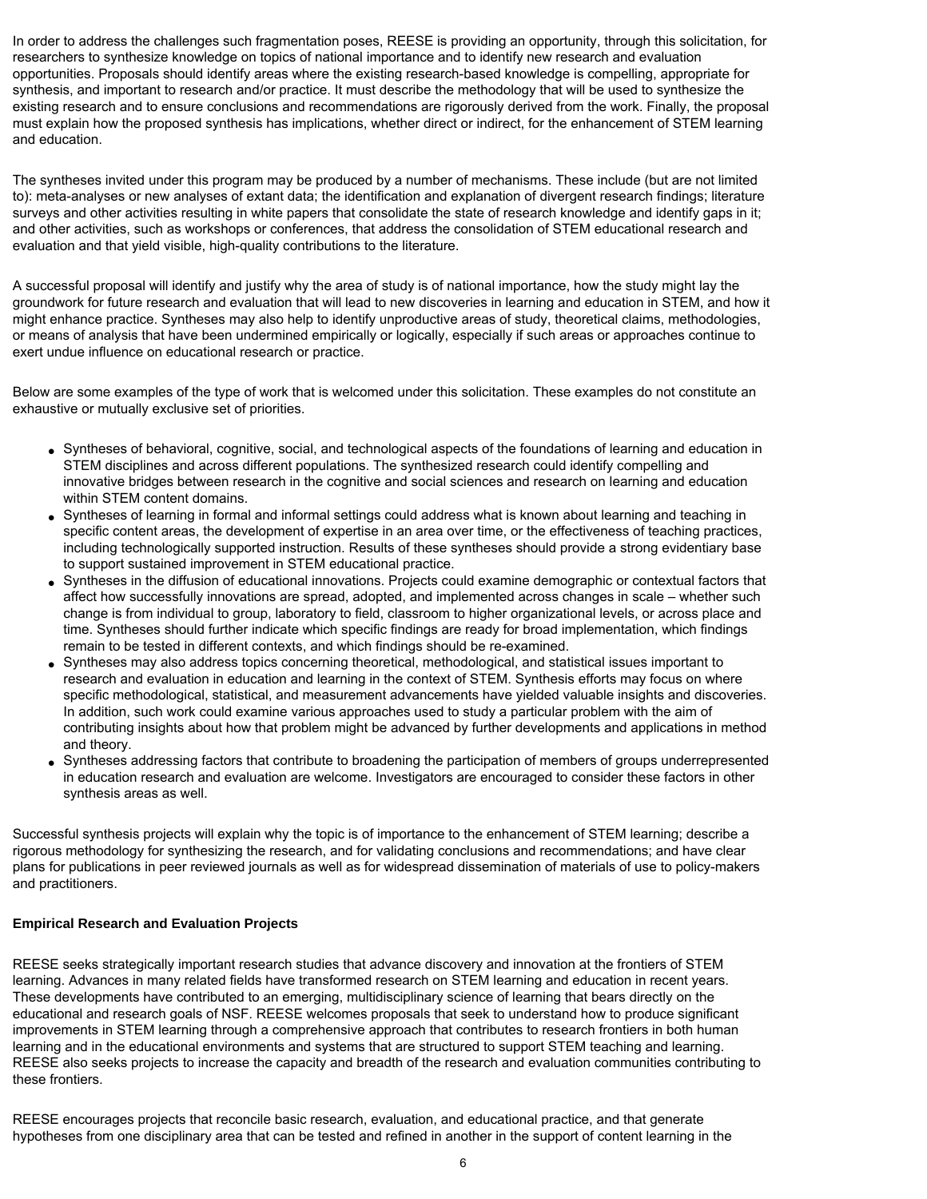In order to address the challenges such fragmentation poses, REESE is providing an opportunity, through this solicitation, for researchers to synthesize knowledge on topics of national importance and to identify new research and evaluation opportunities. Proposals should identify areas where the existing research-based knowledge is compelling, appropriate for synthesis, and important to research and/or practice. It must describe the methodology that will be used to synthesize the existing research and to ensure conclusions and recommendations are rigorously derived from the work. Finally, the proposal must explain how the proposed synthesis has implications, whether direct or indirect, for the enhancement of STEM learning and education.

The syntheses invited under this program may be produced by a number of mechanisms. These include (but are not limited to): meta-analyses or new analyses of extant data; the identification and explanation of divergent research findings; literature surveys and other activities resulting in white papers that consolidate the state of research knowledge and identify gaps in it; and other activities, such as workshops or conferences, that address the consolidation of STEM educational research and evaluation and that yield visible, high-quality contributions to the literature.

A successful proposal will identify and justify why the area of study is of national importance, how the study might lay the groundwork for future research and evaluation that will lead to new discoveries in learning and education in STEM, and how it might enhance practice. Syntheses may also help to identify unproductive areas of study, theoretical claims, methodologies, or means of analysis that have been undermined empirically or logically, especially if such areas or approaches continue to exert undue influence on educational research or practice.

Below are some examples of the type of work that is welcomed under this solicitation. These examples do not constitute an exhaustive or mutually exclusive set of priorities.

- Syntheses of behavioral, cognitive, social, and technological aspects of the foundations of learning and education in STEM disciplines and across different populations. The synthesized research could identify compelling and innovative bridges between research in the cognitive and social sciences and research on learning and education within STEM content domains.
- Syntheses of learning in formal and informal settings could address what is known about learning and teaching in specific content areas, the development of expertise in an area over time, or the effectiveness of teaching practices, including technologically supported instruction. Results of these syntheses should provide a strong evidentiary base to support sustained improvement in STEM educational practice.
- Syntheses in the diffusion of educational innovations. Projects could examine demographic or contextual factors that affect how successfully innovations are spread, adopted, and implemented across changes in scale – whether such change is from individual to group, laboratory to field, classroom to higher organizational levels, or across place and time. Syntheses should further indicate which specific findings are ready for broad implementation, which findings remain to be tested in different contexts, and which findings should be re-examined.
- Syntheses may also address topics concerning theoretical, methodological, and statistical issues important to research and evaluation in education and learning in the context of STEM. Synthesis efforts may focus on where specific methodological, statistical, and measurement advancements have yielded valuable insights and discoveries. In addition, such work could examine various approaches used to study a particular problem with the aim of contributing insights about how that problem might be advanced by further developments and applications in method and theory.
- Syntheses addressing factors that contribute to broadening the participation of members of groups underrepresented in education research and evaluation are welcome. Investigators are encouraged to consider these factors in other synthesis areas as well.

Successful synthesis projects will explain why the topic is of importance to the enhancement of STEM learning; describe a rigorous methodology for synthesizing the research, and for validating conclusions and recommendations; and have clear plans for publications in peer reviewed journals as well as for widespread dissemination of materials of use to policy-makers and practitioners.

**Empirical Research and Evaluation Projects**

REESE seeks strategically important research studies that advance discovery and innovation at the frontiers of STEM learning. Advances in many related fields have transformed research on STEM learning and education in recent years. These developments have contributed to an emerging, multidisciplinary science of learning that bears directly on the educational and research goals of NSF. REESE welcomes proposals that seek to understand how to produce significant improvements in STEM learning through a comprehensive approach that contributes to research frontiers in both human learning and in the educational environments and systems that are structured to support STEM teaching and learning. REESE also seeks projects to increase the capacity and breadth of the research and evaluation communities contributing to these frontiers.

REESE encourages projects that reconcile basic research, evaluation, and educational practice, and that generate hypotheses from one disciplinary area that can be tested and refined in another in the support of content learning in the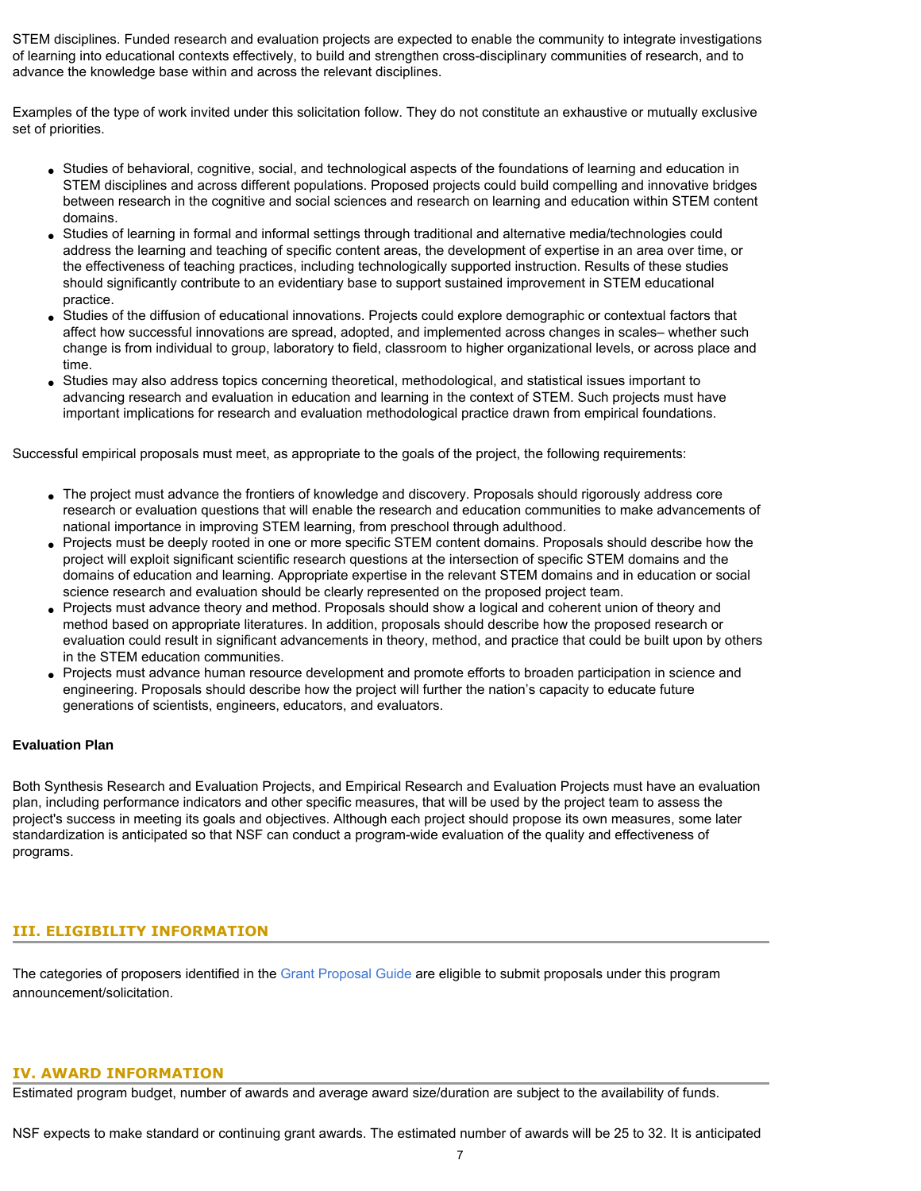STEM disciplines. Funded research and evaluation projects are expected to enable the community to integrate investigations of learning into educational contexts effectively, to build and strengthen cross-disciplinary communities of research, and to advance the knowledge base within and across the relevant disciplines.

Examples of the type of work invited under this solicitation follow. They do not constitute an exhaustive or mutually exclusive set of priorities.

- Studies of behavioral, cognitive, social, and technological aspects of the foundations of learning and education in STEM disciplines and across different populations. Proposed projects could build compelling and innovative bridges between research in the cognitive and social sciences and research on learning and education within STEM content domains.
- Studies of learning in formal and informal settings through traditional and alternative media/technologies could address the learning and teaching of specific content areas, the development of expertise in an area over time, or the effectiveness of teaching practices, including technologically supported instruction. Results of these studies should significantly contribute to an evidentiary base to support sustained improvement in STEM educational practice.
- Studies of the diffusion of educational innovations. Projects could explore demographic or contextual factors that affect how successful innovations are spread, adopted, and implemented across changes in scales– whether such change is from individual to group, laboratory to field, classroom to higher organizational levels, or across place and time.
- Studies may also address topics concerning theoretical, methodological, and statistical issues important to advancing research and evaluation in education and learning in the context of STEM. Such projects must have important implications for research and evaluation methodological practice drawn from empirical foundations.

Successful empirical proposals must meet, as appropriate to the goals of the project, the following requirements:

- The project must advance the frontiers of knowledge and discovery. Proposals should rigorously address core research or evaluation questions that will enable the research and education communities to make advancements of national importance in improving STEM learning, from preschool through adulthood.
- Projects must be deeply rooted in one or more specific STEM content domains. Proposals should describe how the project will exploit significant scientific research questions at the intersection of specific STEM domains and the domains of education and learning. Appropriate expertise in the relevant STEM domains and in education or social science research and evaluation should be clearly represented on the proposed project team.
- Projects must advance theory and method. Proposals should show a logical and coherent union of theory and method based on appropriate literatures. In addition, proposals should describe how the proposed research or evaluation could result in significant advancements in theory, method, and practice that could be built upon by others in the STEM education communities.
- Projects must advance human resource development and promote efforts to broaden participation in science and engineering. Proposals should describe how the project will further the nation's capacity to educate future generations of scientists, engineers, educators, and evaluators.

**Evaluation Plan**

Both Synthesis Research and Evaluation Projects, and Empirical Research and Evaluation Projects must have an evaluation plan, including performance indicators and other specific measures, that will be used by the project team to assess the project's success in meeting its goals and objectives. Although each project should propose its own measures, some later standardization is anticipated so that NSF can conduct a program-wide evaluation of the quality and effectiveness of programs.

## III. ELIGIBILITY INFORMATION

The categories of proposers identified in the Grant Proposal Guide are eligible to submit proposals under this program announcement/solicitation.

## IV. AWARD INFORMATION

Estimated program budget, number of awards and average award size/duration are subject to the availability of funds.

NSF expects to make standard or continuing grant awards. The estimated number of awards will be 25 to 32. It is anticipated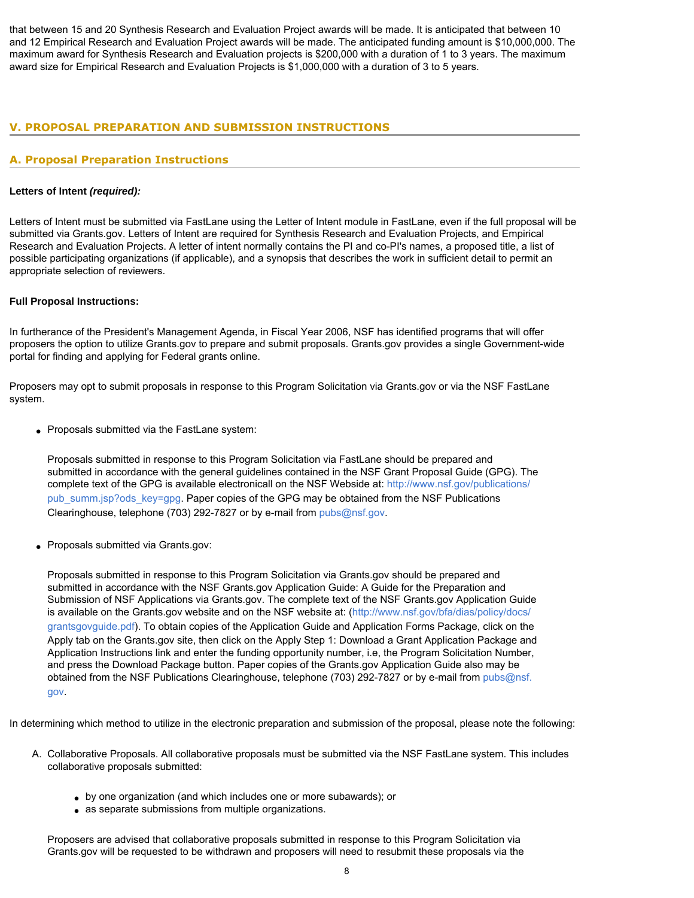that between 15 and 20 Synthesis Research and Evaluation Project awards will be made. It is anticipated that between 10 and 12 Empirical Research and Evaluation Project awards will be made. The anticipated funding amount is $10,000,000. The maximum award for Synthesis Research and Evaluation projects is $200,000 with a duration of 1 to 3 years. The maximum award size for Empirical Research and Evaluation Projects is $1,000,000 with a duration of 3 to 5 years.

## V. PROPOSAL PREPARATION AND SUBMISSION INSTRUCTIONS

### A. Proposal Preparation Instructions

**Letters of Intent *(required):***

Letters of Intent must be submitted via FastLane using the Letter of Intent module in FastLane, even if the full proposal will be submitted via Grants.gov. Letters of Intent are required for Synthesis Research and Evaluation Projects, and Empirical Research and Evaluation Projects. A letter of intent normally contains the PI and co-PI's names, a proposed title, a list of possible participating organizations (if applicable), and a synopsis that describes the work in sufficient detail to permit an appropriate selection of reviewers.

**Full Proposal Instructions:**

In furtherance of the President's Management Agenda, in Fiscal Year 2006, NSF has identified programs that will offer proposers the option to utilize Grants.gov to prepare and submit proposals. Grants.gov provides a single Government-wide portal for finding and applying for Federal grants online.

Proposers may opt to submit proposals in response to this Program Solicitation via Grants.gov or via the NSF FastLane system.

- Proposals submitted via the FastLane system:

  Proposals submitted in response to this Program Solicitation via FastLane should be prepared and submitted in accordance with the general guidelines contained in the NSF Grant Proposal Guide (GPG). The complete text of the GPG is available electronicall on the NSF Webside at: http://www.nsf.gov/publications/pub_summ.jsp?ods_key=gpg. Paper copies of the GPG may be obtained from the NSF Publications Clearinghouse, telephone (703) 292-7827 or by e-mail from pubs@nsf.gov.

- Proposals submitted via Grants.gov:

  Proposals submitted in response to this Program Solicitation via Grants.gov should be prepared and submitted in accordance with the NSF Grants.gov Application Guide: A Guide for the Preparation and Submission of NSF Applications via Grants.gov. The complete text of the NSF Grants.gov Application Guide is available on the Grants.gov website and on the NSF website at: (http://www.nsf.gov/bfa/dias/policy/docs/grantsgovguide.pdf). To obtain copies of the Application Guide and Application Forms Package, click on the Apply tab on the Grants.gov site, then click on the Apply Step 1: Download a Grant Application Package and Application Instructions link and enter the funding opportunity number, i.e, the Program Solicitation Number, and press the Download Package button. Paper copies of the Grants.gov Application Guide also may be obtained from the NSF Publications Clearinghouse, telephone (703) 292-7827 or by e-mail from pubs@nsf.gov.

In determining which method to utilize in the electronic preparation and submission of the proposal, please note the following:

A. Collaborative Proposals. All collaborative proposals must be submitted via the NSF FastLane system. This includes collaborative proposals submitted:

   - by one organization (and which includes one or more subawards); or
   - as separate submissions from multiple organizations.

   Proposers are advised that collaborative proposals submitted in response to this Program Solicitation via Grants.gov will be requested to be withdrawn and proposers will need to resubmit these proposals via the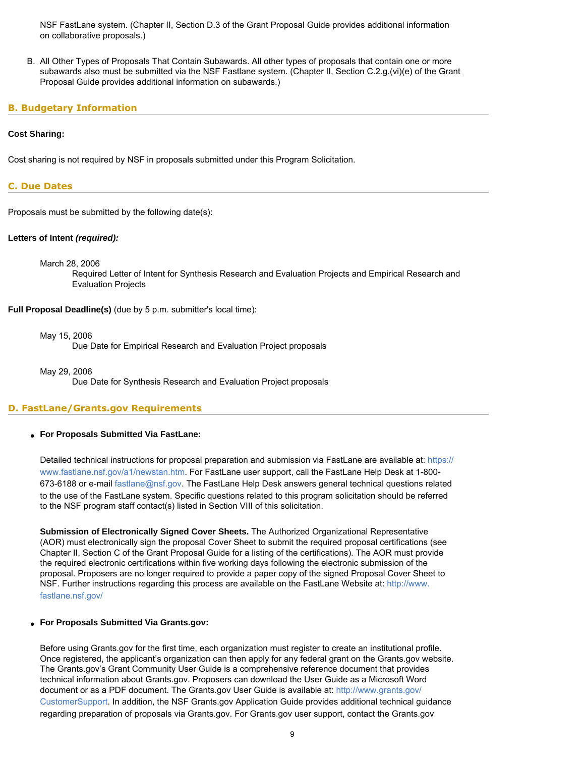NSF FastLane system. (Chapter II, Section D.3 of the Grant Proposal Guide provides additional information on collaborative proposals.)

B. All Other Types of Proposals That Contain Subawards. All other types of proposals that contain one or more subawards also must be submitted via the NSF Fastlane system. (Chapter II, Section C.2.g.(vi)(e) of the Grant Proposal Guide provides additional information on subawards.)

## B. Budgetary Information

**Cost Sharing:**

Cost sharing is not required by NSF in proposals submitted under this Program Solicitation.

## C. Due Dates

Proposals must be submitted by the following date(s):

**Letters of Intent *(required):***

March 28, 2006
Required Letter of Intent for Synthesis Research and Evaluation Projects and Empirical Research and Evaluation Projects

**Full Proposal Deadline(s)** (due by 5 p.m. submitter's local time):

May 15, 2006
Due Date for Empirical Research and Evaluation Project proposals

May 29, 2006
Due Date for Synthesis Research and Evaluation Project proposals

## D. FastLane/Grants.gov Requirements

- **For Proposals Submitted Via FastLane:**

  Detailed technical instructions for proposal preparation and submission via FastLane are available at: https://www.fastlane.nsf.gov/a1/newstan.htm. For FastLane user support, call the FastLane Help Desk at 1-800-673-6188 or e-mail fastlane@nsf.gov. The FastLane Help Desk answers general technical questions related to the use of the FastLane system. Specific questions related to this program solicitation should be referred to the NSF program staff contact(s) listed in Section VIII of this solicitation.

  **Submission of Electronically Signed Cover Sheets.** The Authorized Organizational Representative (AOR) must electronically sign the proposal Cover Sheet to submit the required proposal certifications (see Chapter II, Section C of the Grant Proposal Guide for a listing of the certifications). The AOR must provide the required electronic certifications within five working days following the electronic submission of the proposal. Proposers are no longer required to provide a paper copy of the signed Proposal Cover Sheet to NSF. Further instructions regarding this process are available on the FastLane Website at: http://www.fastlane.nsf.gov/

- **For Proposals Submitted Via Grants.gov:**

  Before using Grants.gov for the first time, each organization must register to create an institutional profile. Once registered, the applicant's organization can then apply for any federal grant on the Grants.gov website. The Grants.gov's Grant Community User Guide is a comprehensive reference document that provides technical information about Grants.gov. Proposers can download the User Guide as a Microsoft Word document or as a PDF document. The Grants.gov User Guide is available at: http://www.grants.gov/CustomerSupport. In addition, the NSF Grants.gov Application Guide provides additional technical guidance regarding preparation of proposals via Grants.gov. For Grants.gov user support, contact the Grants.gov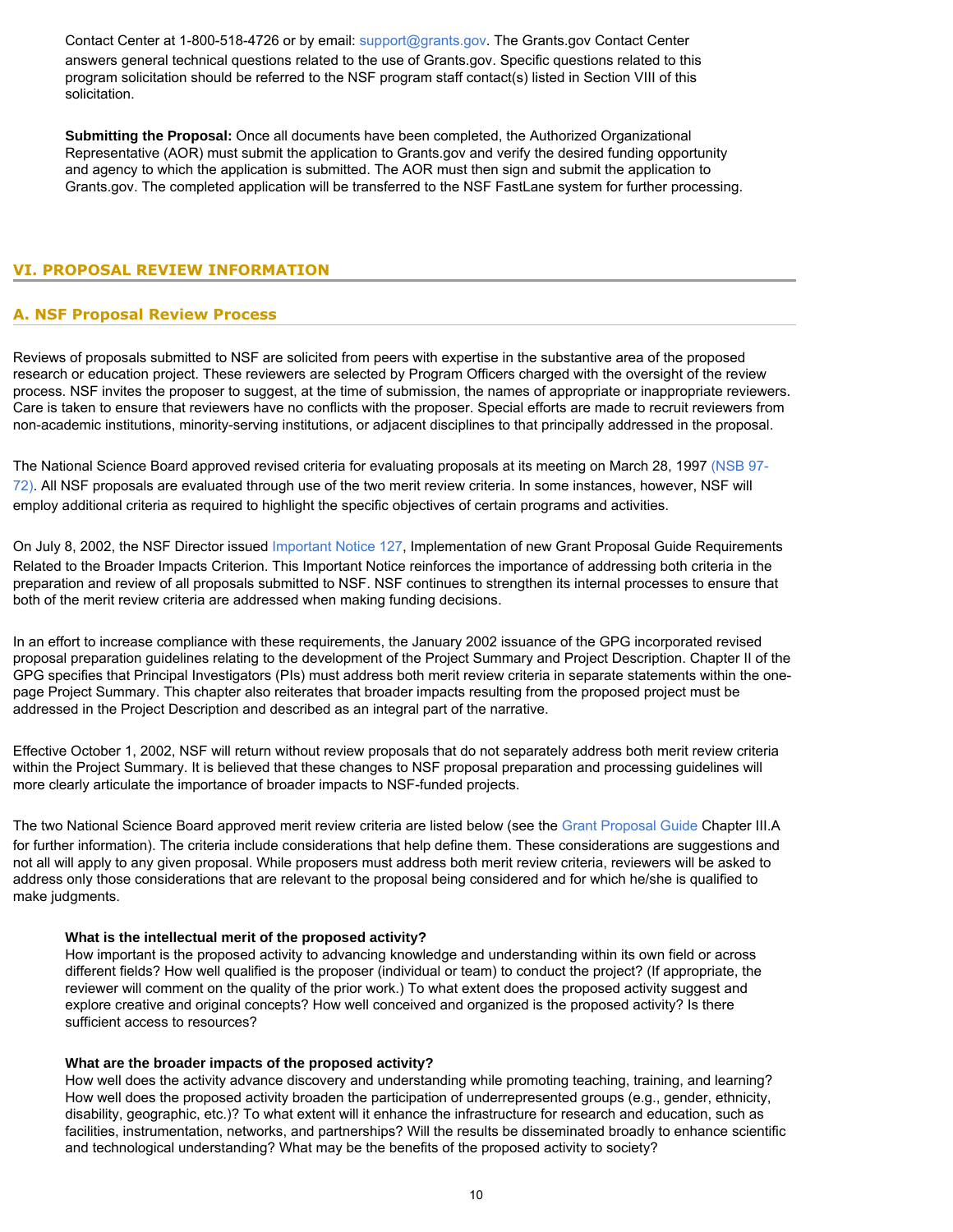Contact Center at 1-800-518-4726 or by email: support@grants.gov. The Grants.gov Contact Center answers general technical questions related to the use of Grants.gov. Specific questions related to this program solicitation should be referred to the NSF program staff contact(s) listed in Section VIII of this solicitation.

**Submitting the Proposal:** Once all documents have been completed, the Authorized Organizational Representative (AOR) must submit the application to Grants.gov and verify the desired funding opportunity and agency to which the application is submitted. The AOR must then sign and submit the application to Grants.gov. The completed application will be transferred to the NSF FastLane system for further processing.

## VI. PROPOSAL REVIEW INFORMATION

### A. NSF Proposal Review Process

Reviews of proposals submitted to NSF are solicited from peers with expertise in the substantive area of the proposed research or education project. These reviewers are selected by Program Officers charged with the oversight of the review process. NSF invites the proposer to suggest, at the time of submission, the names of appropriate or inappropriate reviewers. Care is taken to ensure that reviewers have no conflicts with the proposer. Special efforts are made to recruit reviewers from non-academic institutions, minority-serving institutions, or adjacent disciplines to that principally addressed in the proposal.

The National Science Board approved revised criteria for evaluating proposals at its meeting on March 28, 1997 (NSB 97-72). All NSF proposals are evaluated through use of the two merit review criteria. In some instances, however, NSF will employ additional criteria as required to highlight the specific objectives of certain programs and activities.

On July 8, 2002, the NSF Director issued Important Notice 127, Implementation of new Grant Proposal Guide Requirements Related to the Broader Impacts Criterion. This Important Notice reinforces the importance of addressing both criteria in the preparation and review of all proposals submitted to NSF. NSF continues to strengthen its internal processes to ensure that both of the merit review criteria are addressed when making funding decisions.

In an effort to increase compliance with these requirements, the January 2002 issuance of the GPG incorporated revised proposal preparation guidelines relating to the development of the Project Summary and Project Description. Chapter II of the GPG specifies that Principal Investigators (PIs) must address both merit review criteria in separate statements within the one-page Project Summary. This chapter also reiterates that broader impacts resulting from the proposed project must be addressed in the Project Description and described as an integral part of the narrative.

Effective October 1, 2002, NSF will return without review proposals that do not separately address both merit review criteria within the Project Summary. It is believed that these changes to NSF proposal preparation and processing guidelines will more clearly articulate the importance of broader impacts to NSF-funded projects.

The two National Science Board approved merit review criteria are listed below (see the Grant Proposal Guide Chapter III.A for further information). The criteria include considerations that help define them. These considerations are suggestions and not all will apply to any given proposal. While proposers must address both merit review criteria, reviewers will be asked to address only those considerations that are relevant to the proposal being considered and for which he/she is qualified to make judgments.

**What is the intellectual merit of the proposed activity?**
How important is the proposed activity to advancing knowledge and understanding within its own field or across different fields? How well qualified is the proposer (individual or team) to conduct the project? (If appropriate, the reviewer will comment on the quality of the prior work.) To what extent does the proposed activity suggest and explore creative and original concepts? How well conceived and organized is the proposed activity? Is there sufficient access to resources?

**What are the broader impacts of the proposed activity?**
How well does the activity advance discovery and understanding while promoting teaching, training, and learning? How well does the proposed activity broaden the participation of underrepresented groups (e.g., gender, ethnicity, disability, geographic, etc.)? To what extent will it enhance the infrastructure for research and education, such as facilities, instrumentation, networks, and partnerships? Will the results be disseminated broadly to enhance scientific and technological understanding? What may be the benefits of the proposed activity to society?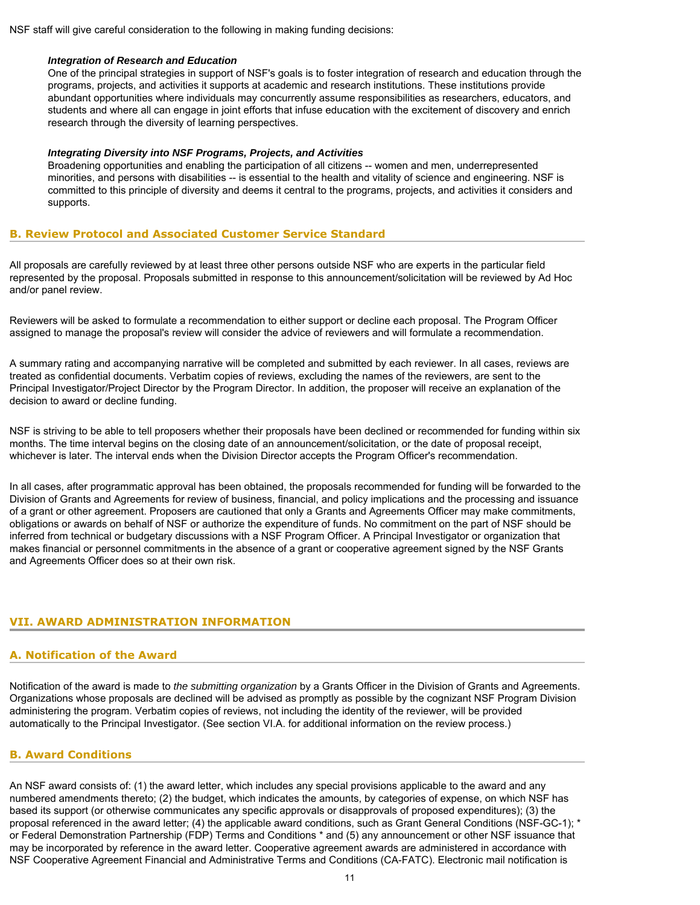NSF staff will give careful consideration to the following in making funding decisions:

***Integration of Research and Education***
One of the principal strategies in support of NSF's goals is to foster integration of research and education through the programs, projects, and activities it supports at academic and research institutions. These institutions provide abundant opportunities where individuals may concurrently assume responsibilities as researchers, educators, and students and where all can engage in joint efforts that infuse education with the excitement of discovery and enrich research through the diversity of learning perspectives.

***Integrating Diversity into NSF Programs, Projects, and Activities***
Broadening opportunities and enabling the participation of all citizens -- women and men, underrepresented minorities, and persons with disabilities -- is essential to the health and vitality of science and engineering. NSF is committed to this principle of diversity and deems it central to the programs, projects, and activities it considers and supports.

### B. Review Protocol and Associated Customer Service Standard

All proposals are carefully reviewed by at least three other persons outside NSF who are experts in the particular field represented by the proposal. Proposals submitted in response to this announcement/solicitation will be reviewed by Ad Hoc and/or panel review.

Reviewers will be asked to formulate a recommendation to either support or decline each proposal. The Program Officer assigned to manage the proposal's review will consider the advice of reviewers and will formulate a recommendation.

A summary rating and accompanying narrative will be completed and submitted by each reviewer. In all cases, reviews are treated as confidential documents. Verbatim copies of reviews, excluding the names of the reviewers, are sent to the Principal Investigator/Project Director by the Program Director. In addition, the proposer will receive an explanation of the decision to award or decline funding.

NSF is striving to be able to tell proposers whether their proposals have been declined or recommended for funding within six months. The time interval begins on the closing date of an announcement/solicitation, or the date of proposal receipt, whichever is later. The interval ends when the Division Director accepts the Program Officer's recommendation.

In all cases, after programmatic approval has been obtained, the proposals recommended for funding will be forwarded to the Division of Grants and Agreements for review of business, financial, and policy implications and the processing and issuance of a grant or other agreement. Proposers are cautioned that only a Grants and Agreements Officer may make commitments, obligations or awards on behalf of NSF or authorize the expenditure of funds. No commitment on the part of NSF should be inferred from technical or budgetary discussions with a NSF Program Officer. A Principal Investigator or organization that makes financial or personnel commitments in the absence of a grant or cooperative agreement signed by the NSF Grants and Agreements Officer does so at their own risk.

## VII. AWARD ADMINISTRATION INFORMATION

### A. Notification of the Award

Notification of the award is made to *the submitting organization* by a Grants Officer in the Division of Grants and Agreements. Organizations whose proposals are declined will be advised as promptly as possible by the cognizant NSF Program Division administering the program. Verbatim copies of reviews, not including the identity of the reviewer, will be provided automatically to the Principal Investigator. (See section VI.A. for additional information on the review process.)

### B. Award Conditions

An NSF award consists of: (1) the award letter, which includes any special provisions applicable to the award and any numbered amendments thereto; (2) the budget, which indicates the amounts, by categories of expense, on which NSF has based its support (or otherwise communicates any specific approvals or disapprovals of proposed expenditures); (3) the proposal referenced in the award letter; (4) the applicable award conditions, such as Grant General Conditions (NSF-GC-1); * or Federal Demonstration Partnership (FDP) Terms and Conditions * and (5) any announcement or other NSF issuance that may be incorporated by reference in the award letter. Cooperative agreement awards are administered in accordance with NSF Cooperative Agreement Financial and Administrative Terms and Conditions (CA-FATC). Electronic mail notification is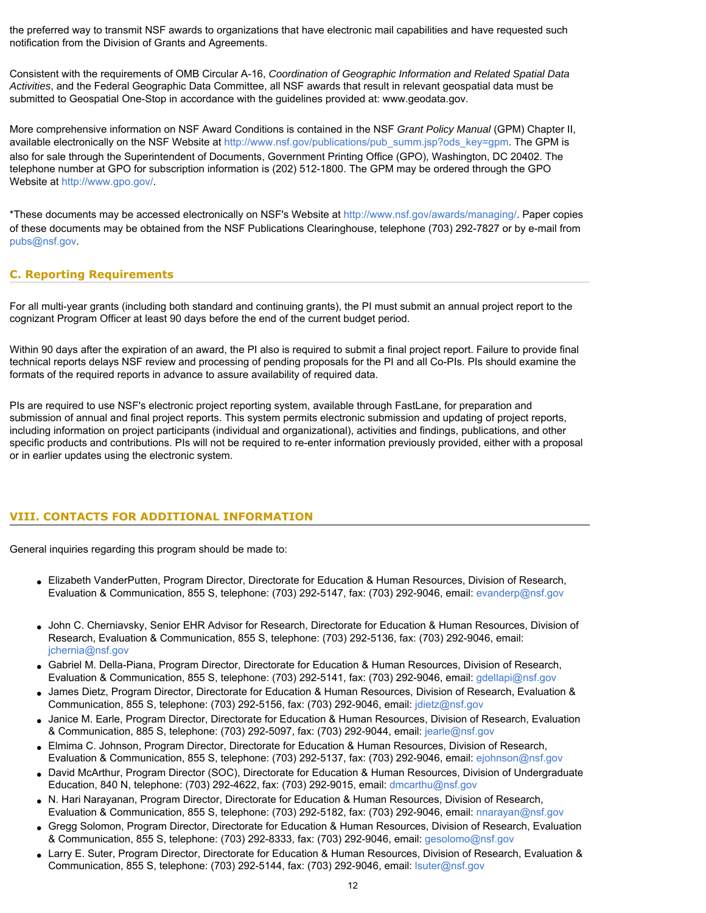the preferred way to transmit NSF awards to organizations that have electronic mail capabilities and have requested such notification from the Division of Grants and Agreements.

Consistent with the requirements of OMB Circular A-16, *Coordination of Geographic Information and Related Spatial Data Activities*, and the Federal Geographic Data Committee, all NSF awards that result in relevant geospatial data must be submitted to Geospatial One-Stop in accordance with the guidelines provided at: www.geodata.gov.

More comprehensive information on NSF Award Conditions is contained in the NSF *Grant Policy Manual* (GPM) Chapter II, available electronically on the NSF Website at http://www.nsf.gov/publications/pub_summ.jsp?ods_key=gpm. The GPM is also for sale through the Superintendent of Documents, Government Printing Office (GPO), Washington, DC 20402. The telephone number at GPO for subscription information is (202) 512-1800. The GPM may be ordered through the GPO Website at http://www.gpo.gov/.

*These documents may be accessed electronically on NSF's Website at http://www.nsf.gov/awards/managing/. Paper copies of these documents may be obtained from the NSF Publications Clearinghouse, telephone (703) 292-7827 or by e-mail from pubs@nsf.gov.

### C. Reporting Requirements

For all multi-year grants (including both standard and continuing grants), the PI must submit an annual project report to the cognizant Program Officer at least 90 days before the end of the current budget period.

Within 90 days after the expiration of an award, the PI also is required to submit a final project report. Failure to provide final technical reports delays NSF review and processing of pending proposals for the PI and all Co-PIs. PIs should examine the formats of the required reports in advance to assure availability of required data.

PIs are required to use NSF's electronic project reporting system, available through FastLane, for preparation and submission of annual and final project reports. This system permits electronic submission and updating of project reports, including information on project participants (individual and organizational), activities and findings, publications, and other specific products and contributions. PIs will not be required to re-enter information previously provided, either with a proposal or in earlier updates using the electronic system.

## VIII. CONTACTS FOR ADDITIONAL INFORMATION

General inquiries regarding this program should be made to:

- Elizabeth VanderPutten, Program Director, Directorate for Education & Human Resources, Division of Research, Evaluation & Communication, 855 S, telephone: (703) 292-5147, fax: (703) 292-9046, email: evanderp@nsf.gov
- John C. Cherniavsky, Senior EHR Advisor for Research, Directorate for Education & Human Resources, Division of Research, Evaluation & Communication, 855 S, telephone: (703) 292-5136, fax: (703) 292-9046, email: jchernia@nsf.gov
- Gabriel M. Della-Piana, Program Director, Directorate for Education & Human Resources, Division of Research, Evaluation & Communication, 855 S, telephone: (703) 292-5141, fax: (703) 292-9046, email: gdellapi@nsf.gov
- James Dietz, Program Director, Directorate for Education & Human Resources, Division of Research, Evaluation & Communication, 855 S, telephone: (703) 292-5156, fax: (703) 292-9046, email: jdietz@nsf.gov
- Janice M. Earle, Program Director, Directorate for Education & Human Resources, Division of Research, Evaluation & Communication, 885 S, telephone: (703) 292-5097, fax: (703) 292-9044, email: jearle@nsf.gov
- Elmima C. Johnson, Program Director, Directorate for Education & Human Resources, Division of Research, Evaluation & Communication, 855 S, telephone: (703) 292-5137, fax: (703) 292-9046, email: ejohnson@nsf.gov
- David McArthur, Program Director (SOC), Directorate for Education & Human Resources, Division of Undergraduate Education, 840 N, telephone: (703) 292-4622, fax: (703) 292-9015, email: dmcarthu@nsf.gov
- N. Hari Narayanan, Program Director, Directorate for Education & Human Resources, Division of Research, Evaluation & Communication, 855 S, telephone: (703) 292-5182, fax: (703) 292-9046, email: nnarayan@nsf.gov
- Gregg Solomon, Program Director, Directorate for Education & Human Resources, Division of Research, Evaluation & Communication, 855 S, telephone: (703) 292-8333, fax: (703) 292-9046, email: gesolomo@nsf.gov
- Larry E. Suter, Program Director, Directorate for Education & Human Resources, Division of Research, Evaluation & Communication, 855 S, telephone: (703) 292-5144, fax: (703) 292-9046, email: lsuter@nsf.gov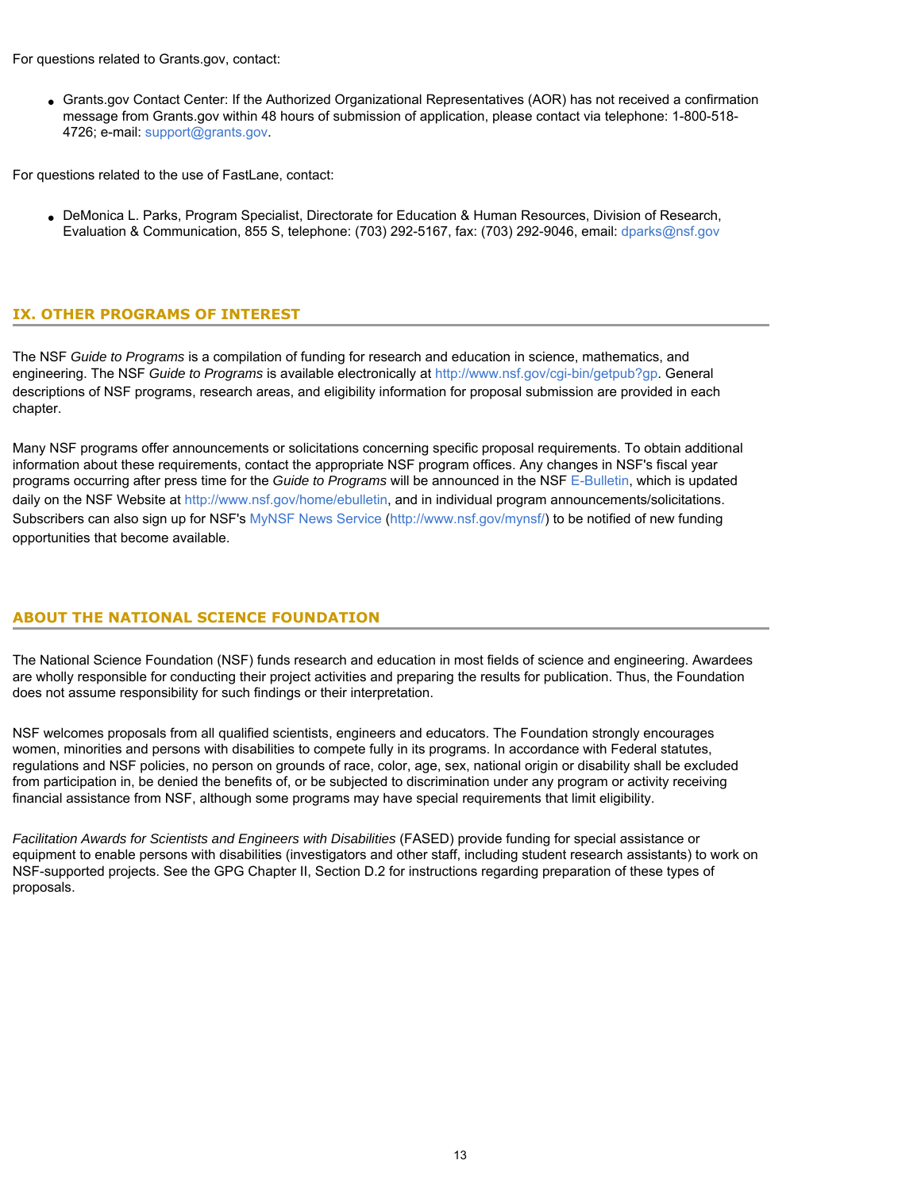For questions related to Grants.gov, contact:

- Grants.gov Contact Center: If the Authorized Organizational Representatives (AOR) has not received a confirmation message from Grants.gov within 48 hours of submission of application, please contact via telephone: 1-800-518-4726; e-mail: support@grants.gov.

For questions related to the use of FastLane, contact:

- DeMonica L. Parks, Program Specialist, Directorate for Education & Human Resources, Division of Research, Evaluation & Communication, 855 S, telephone: (703) 292-5167, fax: (703) 292-9046, email: dparks@nsf.gov

## IX. OTHER PROGRAMS OF INTEREST

The NSF *Guide to Programs* is a compilation of funding for research and education in science, mathematics, and engineering. The NSF *Guide to Programs* is available electronically at http://www.nsf.gov/cgi-bin/getpub?gp. General descriptions of NSF programs, research areas, and eligibility information for proposal submission are provided in each chapter.

Many NSF programs offer announcements or solicitations concerning specific proposal requirements. To obtain additional information about these requirements, contact the appropriate NSF program offices. Any changes in NSF's fiscal year programs occurring after press time for the *Guide to Programs* will be announced in the NSF E-Bulletin, which is updated daily on the NSF Website at http://www.nsf.gov/home/ebulletin, and in individual program announcements/solicitations. Subscribers can also sign up for NSF's MyNSF News Service (http://www.nsf.gov/mynsf/) to be notified of new funding opportunities that become available.

## ABOUT THE NATIONAL SCIENCE FOUNDATION

The National Science Foundation (NSF) funds research and education in most fields of science and engineering. Awardees are wholly responsible for conducting their project activities and preparing the results for publication. Thus, the Foundation does not assume responsibility for such findings or their interpretation.

NSF welcomes proposals from all qualified scientists, engineers and educators. The Foundation strongly encourages women, minorities and persons with disabilities to compete fully in its programs. In accordance with Federal statutes, regulations and NSF policies, no person on grounds of race, color, age, sex, national origin or disability shall be excluded from participation in, be denied the benefits of, or be subjected to discrimination under any program or activity receiving financial assistance from NSF, although some programs may have special requirements that limit eligibility.

*Facilitation Awards for Scientists and Engineers with Disabilities* (FASED) provide funding for special assistance or equipment to enable persons with disabilities (investigators and other staff, including student research assistants) to work on NSF-supported projects. See the GPG Chapter II, Section D.2 for instructions regarding preparation of these types of proposals.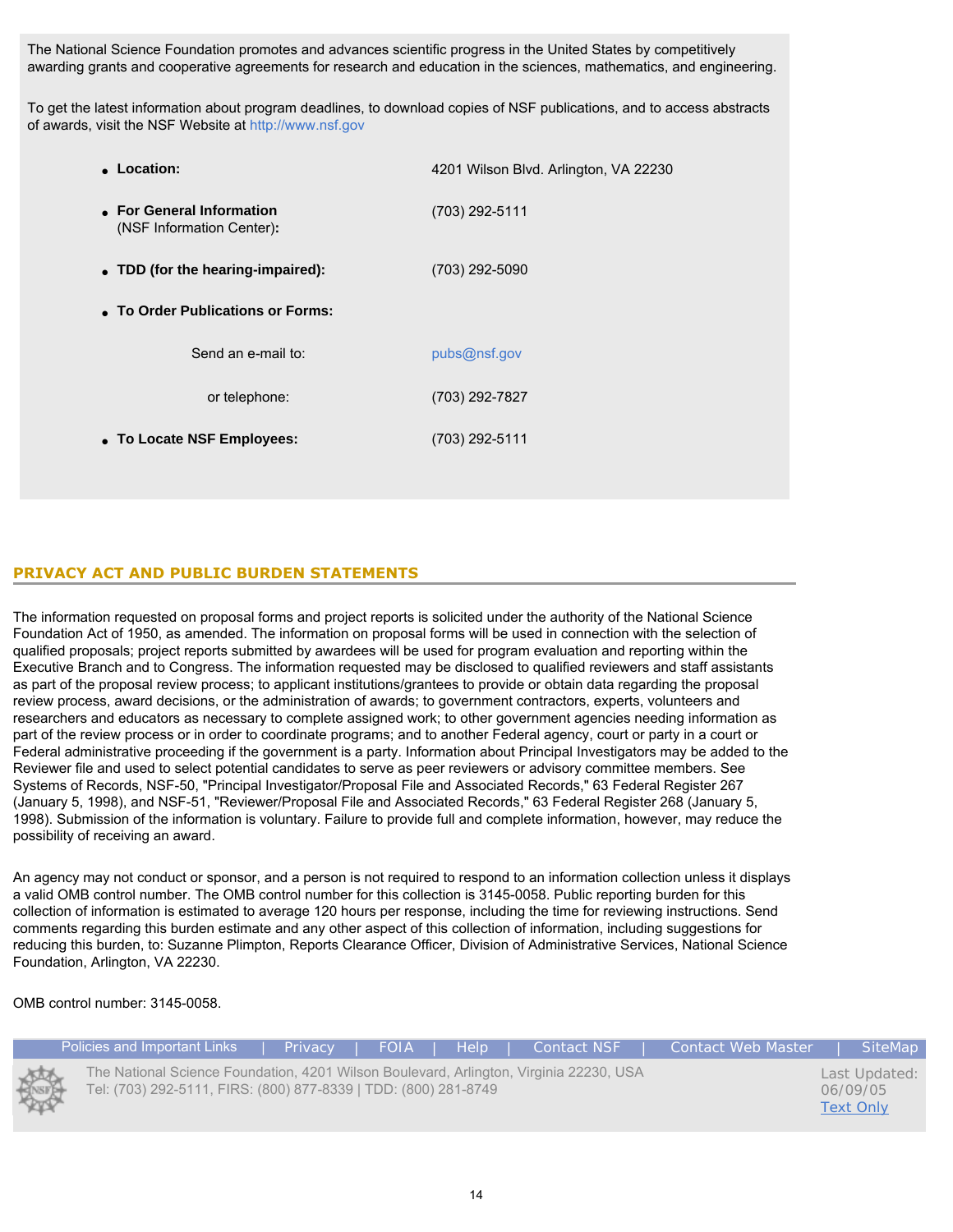The National Science Foundation promotes and advances scientific progress in the United States by competitively awarding grants and cooperative agreements for research and education in the sciences, mathematics, and engineering.

To get the latest information about program deadlines, to download copies of NSF publications, and to access abstracts of awards, visit the NSF Website at http://www.nsf.gov

- **Location:** 4201 Wilson Blvd. Arlington, VA 22230
- **For General Information** (NSF Information Center)**:** (703) 292-5111
- **TDD (for the hearing-impaired):** (703) 292-5090
- **To Order Publications or Forms:**
  - Send an e-mail to: pubs@nsf.gov
  - or telephone: (703) 292-7827
- **To Locate NSF Employees:** (703) 292-5111

## PRIVACY ACT AND PUBLIC BURDEN STATEMENTS

The information requested on proposal forms and project reports is solicited under the authority of the National Science Foundation Act of 1950, as amended. The information on proposal forms will be used in connection with the selection of qualified proposals; project reports submitted by awardees will be used for program evaluation and reporting within the Executive Branch and to Congress. The information requested may be disclosed to qualified reviewers and staff assistants as part of the proposal review process; to applicant institutions/grantees to provide or obtain data regarding the proposal review process, award decisions, or the administration of awards; to government contractors, experts, volunteers and researchers and educators as necessary to complete assigned work; to other government agencies needing information as part of the review process or in order to coordinate programs; and to another Federal agency, court or party in a court or Federal administrative proceeding if the government is a party. Information about Principal Investigators may be added to the Reviewer file and used to select potential candidates to serve as peer reviewers or advisory committee members. See Systems of Records, NSF-50, "Principal Investigator/Proposal File and Associated Records," 63 Federal Register 267 (January 5, 1998), and NSF-51, "Reviewer/Proposal File and Associated Records," 63 Federal Register 268 (January 5, 1998). Submission of the information is voluntary. Failure to provide full and complete information, however, may reduce the possibility of receiving an award.

An agency may not conduct or sponsor, and a person is not required to respond to an information collection unless it displays a valid OMB control number. The OMB control number for this collection is 3145-0058. Public reporting burden for this collection of information is estimated to average 120 hours per response, including the time for reviewing instructions. Send comments regarding this burden estimate and any other aspect of this collection of information, including suggestions for reducing this burden, to: Suzanne Plimpton, Reports Clearance Officer, Division of Administrative Services, National Science Foundation, Arlington, VA 22230.

OMB control number: 3145-0058.

Policies and Important Links | Privacy | FOIA | Help | Contact NSF | Contact Web Master | SiteMap

The National Science Foundation, 4201 Wilson Boulevard, Arlington, Virginia 22230, USA
Tel: (703) 292-5111, FIRS: (800) 877-8339 | TDD: (800) 281-8749

Last Updated: 06/09/05
Text Only